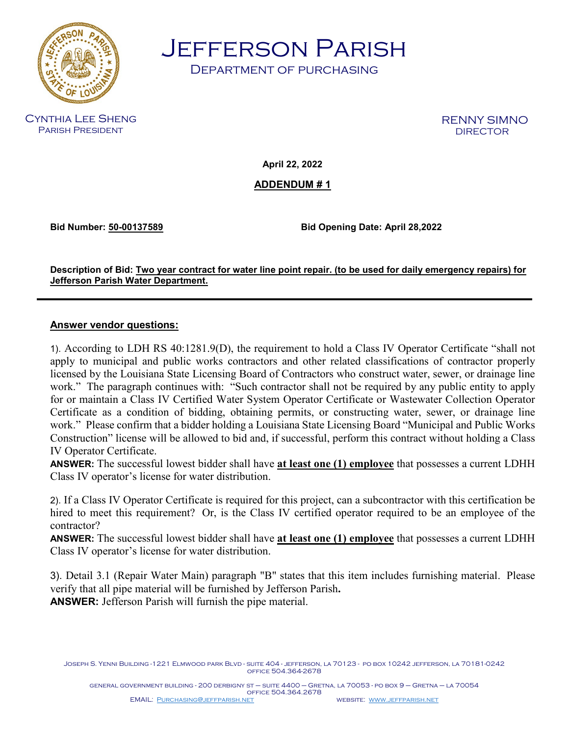# Jefferson Parish

## Department of Purchasing

Cynthia Lee Sheng
Parish President

RENNY SIMNO
DIRECTOR

**April 22, 2022**

**ADDENDUM # 1**

**Bid Number: 50-00137589** **Bid Opening Date: April 28,2022**

**Description of Bid: Two year contract for water line point repair. (to be used for daily emergency repairs) for Jefferson Parish Water Department.**

---

**Answer vendor questions:**

1). According to LDH RS 40:1281.9(D), the requirement to hold a Class IV Operator Certificate "shall not apply to municipal and public works contractors and other related classifications of contractor properly licensed by the Louisiana State Licensing Board of Contractors who construct water, sewer, or drainage line work." The paragraph continues with: "Such contractor shall not be required by any public entity to apply for or maintain a Class IV Certified Water System Operator Certificate or Wastewater Collection Operator Certificate as a condition of bidding, obtaining permits, or constructing water, sewer, or drainage line work." Please confirm that a bidder holding a Louisiana State Licensing Board "Municipal and Public Works Construction" license will be allowed to bid and, if successful, perform this contract without holding a Class IV Operator Certificate.
**ANSWER:** The successful lowest bidder shall have **at least one (1) employee** that possesses a current LDHH Class IV operator's license for water distribution.

2). If a Class IV Operator Certificate is required for this project, can a subcontractor with this certification be hired to meet this requirement? Or, is the Class IV certified operator required to be an employee of the contractor?
**ANSWER:** The successful lowest bidder shall have **at least one (1) employee** that possesses a current LDHH Class IV operator's license for water distribution.

3). Detail 3.1 (Repair Water Main) paragraph "B" states that this item includes furnishing material. Please verify that all pipe material will be furnished by Jefferson Parish**.**
**ANSWER:** Jefferson Parish will furnish the pipe material.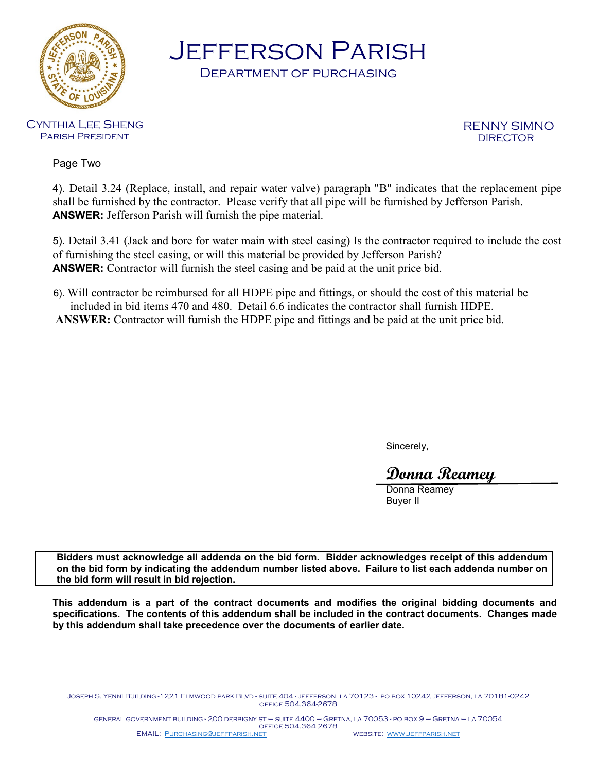# Jefferson Parish

## Department of purchasing

Cynthia Lee Sheng
Parish President

RENNY SIMNO
DIRECTOR

Page Two

4). Detail 3.24 (Replace, install, and repair water valve) paragraph "B" indicates that the replacement pipe shall be furnished by the contractor. Please verify that all pipe will be furnished by Jefferson Parish.
**ANSWER:** Jefferson Parish will furnish the pipe material.

5). Detail 3.41 (Jack and bore for water main with steel casing) Is the contractor required to include the cost of furnishing the steel casing, or will this material be provided by Jefferson Parish?
**ANSWER:** Contractor will furnish the steel casing and be paid at the unit price bid.

6). Will contractor be reimbursed for all HDPE pipe and fittings, or should the cost of this material be included in bid items 470 and 480. Detail 6.6 indicates the contractor shall furnish HDPE.
**ANSWER:** Contractor will furnish the HDPE pipe and fittings and be paid at the unit price bid.

Sincerely,

*Donna Reamey*

Donna Reamey
Buyer II

**Bidders must acknowledge all addenda on the bid form. Bidder acknowledges receipt of this addendum on the bid form by indicating the addendum number listed above. Failure to list each addenda number on the bid form will result in bid rejection.**

**This addendum is a part of the contract documents and modifies the original bidding documents and specifications. The contents of this addendum shall be included in the contract documents. Changes made by this addendum shall take precedence over the documents of earlier date.**

Joseph S. Yenni Building - 1221 Elmwood park Blvd - suite 404 - jefferson, la 70123 - po box 10242 jefferson, la 70181-0242
office 504.364-2678

general government building - 200 derbigny st – suite 4400 – Gretna, la 70053 - po box 9 – Gretna – la 70054
office 504.364.2678
EMAIL: Purchasing@jeffparish.net website: www.jeffparish.net